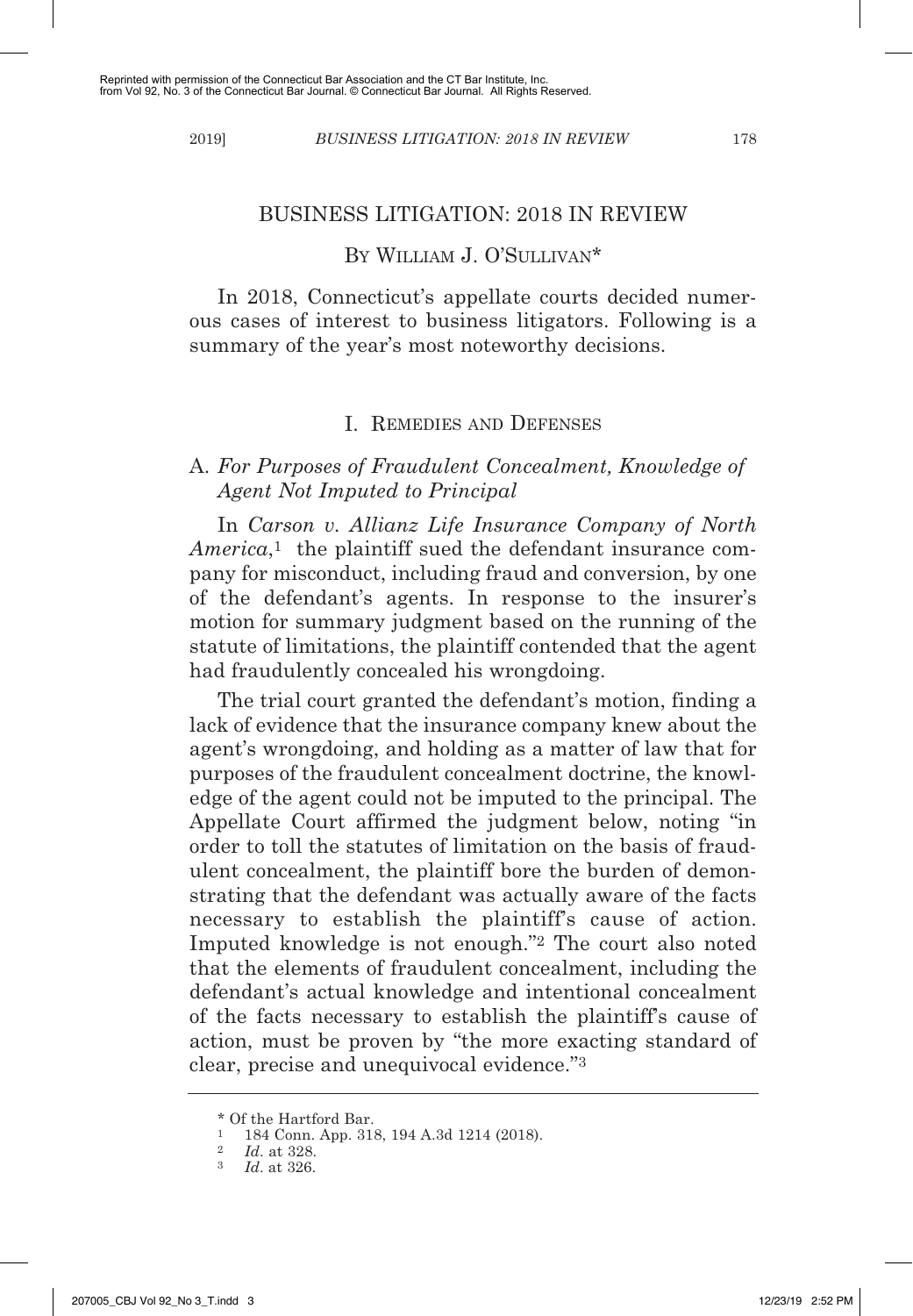Reprinted with permission of the Connecticut Bar Association and the CT Bar Institute, Inc. from Vol 92, No. 3 of the Connecticut Bar Journal. © Connecticut Bar Journal. All Rights Reserved.

# BUSINESS LITIGATION: 2018 IN REVIEW

By William J. O'Sullivan*

In 2018, Connecticut's appellate courts decided numerous cases of interest to business litigators. Following is a summary of the year's most noteworthy decisions.

## I. Remedies and Defenses

### A. *For Purposes of Fraudulent Concealment, Knowledge of Agent Not Imputed to Principal*

In *Carson v. Allianz Life Insurance Company of North America*,[1] the plaintiff sued the defendant insurance company for misconduct, including fraud and conversion, by one of the defendant's agents. In response to the insurer's motion for summary judgment based on the running of the statute of limitations, the plaintiff contended that the agent had fraudulently concealed his wrongdoing.

The trial court granted the defendant's motion, finding a lack of evidence that the insurance company knew about the agent's wrongdoing, and holding as a matter of law that for purposes of the fraudulent concealment doctrine, the knowledge of the agent could not be imputed to the principal. The Appellate Court affirmed the judgment below, noting "in order to toll the statutes of limitation on the basis of fraudulent concealment, the plaintiff bore the burden of demonstrating that the defendant was actually aware of the facts necessary to establish the plaintiff's cause of action. Imputed knowledge is not enough."[2] The court also noted that the elements of fraudulent concealment, including the defendant's actual knowledge and intentional concealment of the facts necessary to establish the plaintiff's cause of action, must be proven by "the more exacting standard of clear, precise and unequivocal evidence."[3]

---

\* Of the Hartford Bar.

[1] 184 Conn. App. 318, 194 A.3d 1214 (2018).

[2] *Id*. at 328.

[3] *Id*. at 326.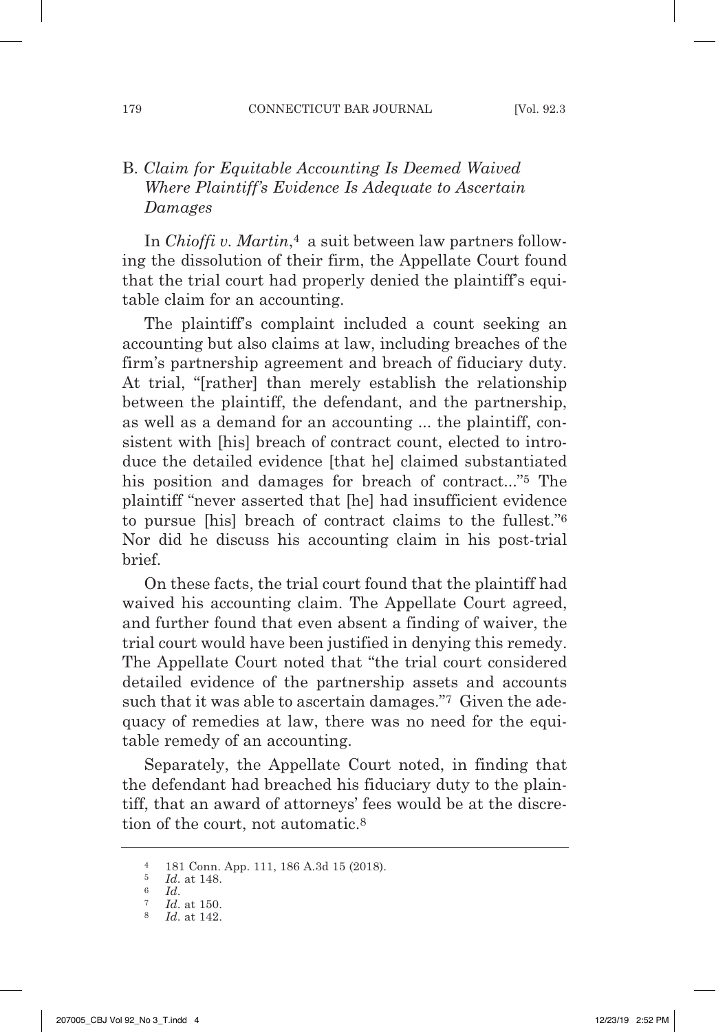### B. *Claim for Equitable Accounting Is Deemed Waived Where Plaintiff's Evidence Is Adequate to Ascertain Damages*

In *Chioffi v. Martin*,[4] a suit between law partners following the dissolution of their firm, the Appellate Court found that the trial court had properly denied the plaintiff's equitable claim for an accounting.

The plaintiff's complaint included a count seeking an accounting but also claims at law, including breaches of the firm's partnership agreement and breach of fiduciary duty. At trial, "[rather] than merely establish the relationship between the plaintiff, the defendant, and the partnership, as well as a demand for an accounting ... the plaintiff, consistent with [his] breach of contract count, elected to introduce the detailed evidence [that he] claimed substantiated his position and damages for breach of contract..."[5] The plaintiff "never asserted that [he] had insufficient evidence to pursue [his] breach of contract claims to the fullest."[6] Nor did he discuss his accounting claim in his post-trial brief.

On these facts, the trial court found that the plaintiff had waived his accounting claim. The Appellate Court agreed, and further found that even absent a finding of waiver, the trial court would have been justified in denying this remedy. The Appellate Court noted that "the trial court considered detailed evidence of the partnership assets and accounts such that it was able to ascertain damages."[7] Given the adequacy of remedies at law, there was no need for the equitable remedy of an accounting.

Separately, the Appellate Court noted, in finding that the defendant had breached his fiduciary duty to the plaintiff, that an award of attorneys' fees would be at the discretion of the court, not automatic.[8]

---

[4] 181 Conn. App. 111, 186 A.3d 15 (2018).

[5] *Id.* at 148.

[6] *Id.*

[7] *Id.* at 150.

[8] *Id.* at 142.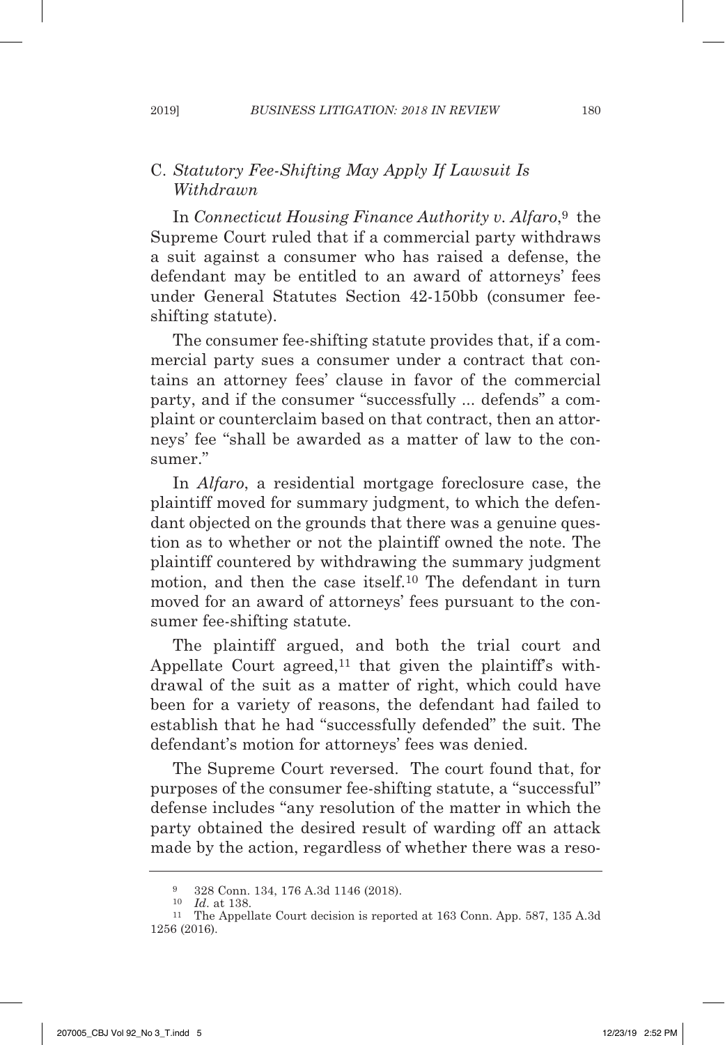### C. *Statutory Fee-Shifting May Apply If Lawsuit Is Withdrawn*

In *Connecticut Housing Finance Authority v. Alfaro*,[9] the Supreme Court ruled that if a commercial party withdraws a suit against a consumer who has raised a defense, the defendant may be entitled to an award of attorneys' fees under General Statutes Section 42-150bb (consumer fee-shifting statute).

The consumer fee-shifting statute provides that, if a commercial party sues a consumer under a contract that contains an attorney fees' clause in favor of the commercial party, and if the consumer "successfully ... defends" a complaint or counterclaim based on that contract, then an attorneys' fee "shall be awarded as a matter of law to the consumer."

In *Alfaro*, a residential mortgage foreclosure case, the plaintiff moved for summary judgment, to which the defendant objected on the grounds that there was a genuine question as to whether or not the plaintiff owned the note. The plaintiff countered by withdrawing the summary judgment motion, and then the case itself.[10] The defendant in turn moved for an award of attorneys' fees pursuant to the consumer fee-shifting statute.

The plaintiff argued, and both the trial court and Appellate Court agreed,[11] that given the plaintiff's withdrawal of the suit as a matter of right, which could have been for a variety of reasons, the defendant had failed to establish that he had "successfully defended" the suit. The defendant's motion for attorneys' fees was denied.

The Supreme Court reversed. The court found that, for purposes of the consumer fee-shifting statute, a "successful" defense includes "any resolution of the matter in which the party obtained the desired result of warding off an attack made by the action, regardless of whether there was a reso-

---

[9] 328 Conn. 134, 176 A.3d 1146 (2018).

[10] *Id*. at 138.

[11] The Appellate Court decision is reported at 163 Conn. App. 587, 135 A.3d 1256 (2016).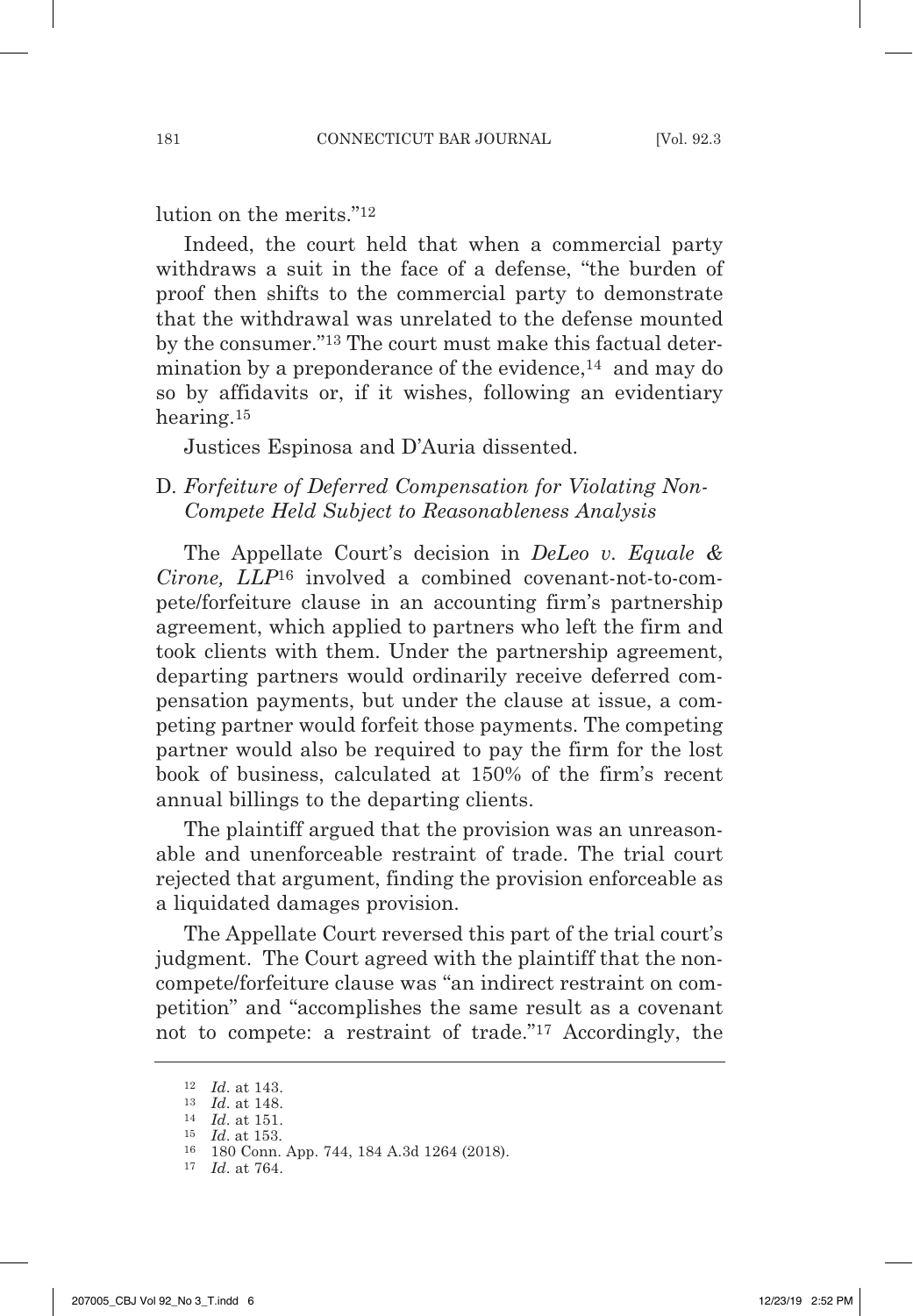lution on the merits."[12]

Indeed, the court held that when a commercial party withdraws a suit in the face of a defense, "the burden of proof then shifts to the commercial party to demonstrate that the withdrawal was unrelated to the defense mounted by the consumer."[13] The court must make this factual determination by a preponderance of the evidence,[14] and may do so by affidavits or, if it wishes, following an evidentiary hearing.[15]

Justices Espinosa and D'Auria dissented.

### D. *Forfeiture of Deferred Compensation for Violating Non-Compete Held Subject to Reasonableness Analysis*

The Appellate Court's decision in *DeLeo v. Equale & Cirone, LLP*[16] involved a combined covenant-not-to-compete/forfeiture clause in an accounting firm's partnership agreement, which applied to partners who left the firm and took clients with them. Under the partnership agreement, departing partners would ordinarily receive deferred compensation payments, but under the clause at issue, a competing partner would forfeit those payments. The competing partner would also be required to pay the firm for the lost book of business, calculated at 150% of the firm's recent annual billings to the departing clients.

The plaintiff argued that the provision was an unreasonable and unenforceable restraint of trade. The trial court rejected that argument, finding the provision enforceable as a liquidated damages provision.

The Appellate Court reversed this part of the trial court's judgment. The Court agreed with the plaintiff that the non-compete/forfeiture clause was "an indirect restraint on competition" and "accomplishes the same result as a covenant not to compete: a restraint of trade."[17] Accordingly, the

---

[12] *Id*. at 143.

[13] *Id*. at 148.

[14] *Id*. at 151.

[15] *Id*. at 153.

[16] 180 Conn. App. 744, 184 A.3d 1264 (2018).

[17] *Id*. at 764.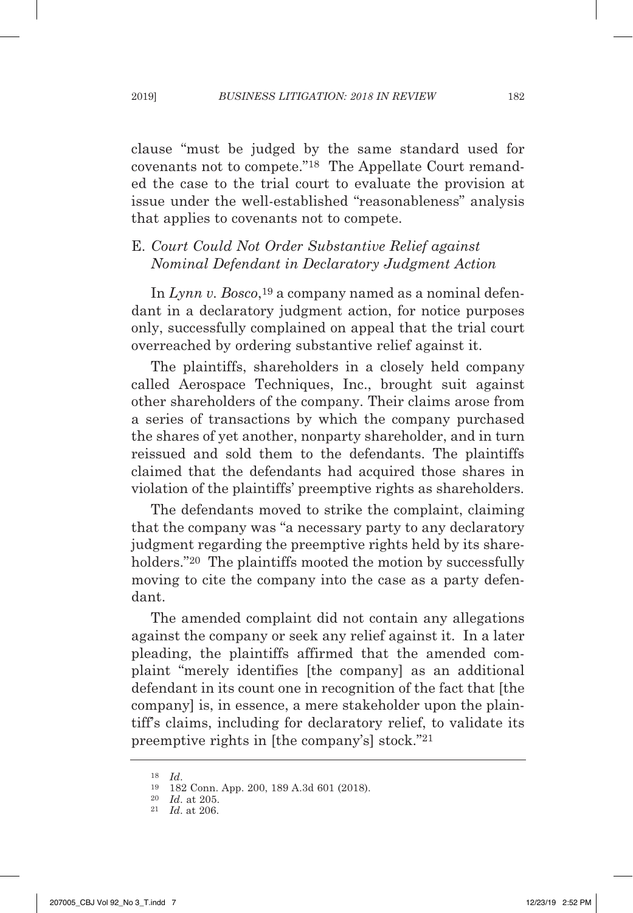clause "must be judged by the same standard used for covenants not to compete."[18] The Appellate Court remanded the case to the trial court to evaluate the provision at issue under the well-established "reasonableness" analysis that applies to covenants not to compete.

### E. *Court Could Not Order Substantive Relief against Nominal Defendant in Declaratory Judgment Action*

In *Lynn v. Bosco*,[19] a company named as a nominal defendant in a declaratory judgment action, for notice purposes only, successfully complained on appeal that the trial court overreached by ordering substantive relief against it.

The plaintiffs, shareholders in a closely held company called Aerospace Techniques, Inc., brought suit against other shareholders of the company. Their claims arose from a series of transactions by which the company purchased the shares of yet another, nonparty shareholder, and in turn reissued and sold them to the defendants. The plaintiffs claimed that the defendants had acquired those shares in violation of the plaintiffs' preemptive rights as shareholders.

The defendants moved to strike the complaint, claiming that the company was "a necessary party to any declaratory judgment regarding the preemptive rights held by its shareholders."[20] The plaintiffs mooted the motion by successfully moving to cite the company into the case as a party defendant.

The amended complaint did not contain any allegations against the company or seek any relief against it. In a later pleading, the plaintiffs affirmed that the amended complaint "merely identifies [the company] as an additional defendant in its count one in recognition of the fact that [the company] is, in essence, a mere stakeholder upon the plaintiff's claims, including for declaratory relief, to validate its preemptive rights in [the company's] stock."[21]

---

[18] *Id*.

[19] 182 Conn. App. 200, 189 A.3d 601 (2018).

[20] *Id*. at 205.

[21] *Id*. at 206.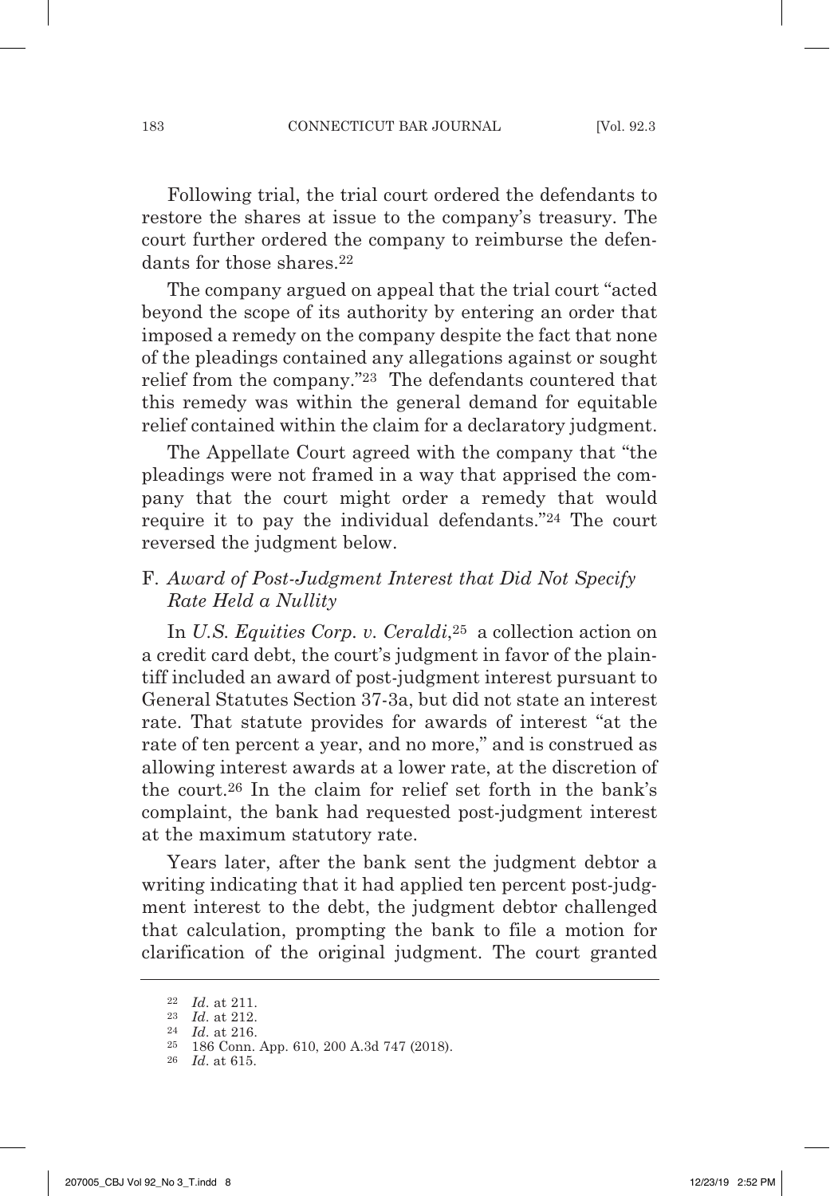Following trial, the trial court ordered the defendants to restore the shares at issue to the company's treasury. The court further ordered the company to reimburse the defendants for those shares.[22]

The company argued on appeal that the trial court "acted beyond the scope of its authority by entering an order that imposed a remedy on the company despite the fact that none of the pleadings contained any allegations against or sought relief from the company."[23] The defendants countered that this remedy was within the general demand for equitable relief contained within the claim for a declaratory judgment.

The Appellate Court agreed with the company that "the pleadings were not framed in a way that apprised the company that the court might order a remedy that would require it to pay the individual defendants."[24] The court reversed the judgment below.

## F. *Award of Post-Judgment Interest that Did Not Specify Rate Held a Nullity*

In *U.S. Equities Corp. v. Ceraldi*,[25] a collection action on a credit card debt, the court's judgment in favor of the plaintiff included an award of post-judgment interest pursuant to General Statutes Section 37-3a, but did not state an interest rate. That statute provides for awards of interest "at the rate of ten percent a year, and no more," and is construed as allowing interest awards at a lower rate, at the discretion of the court.[26] In the claim for relief set forth in the bank's complaint, the bank had requested post-judgment interest at the maximum statutory rate.

Years later, after the bank sent the judgment debtor a writing indicating that it had applied ten percent post-judgment interest to the debt, the judgment debtor challenged that calculation, prompting the bank to file a motion for clarification of the original judgment. The court granted

---

[22] *Id*. at 211.

[23] *Id*. at 212.

[24] *Id*. at 216.

[25] 186 Conn. App. 610, 200 A.3d 747 (2018).

[26] *Id*. at 615.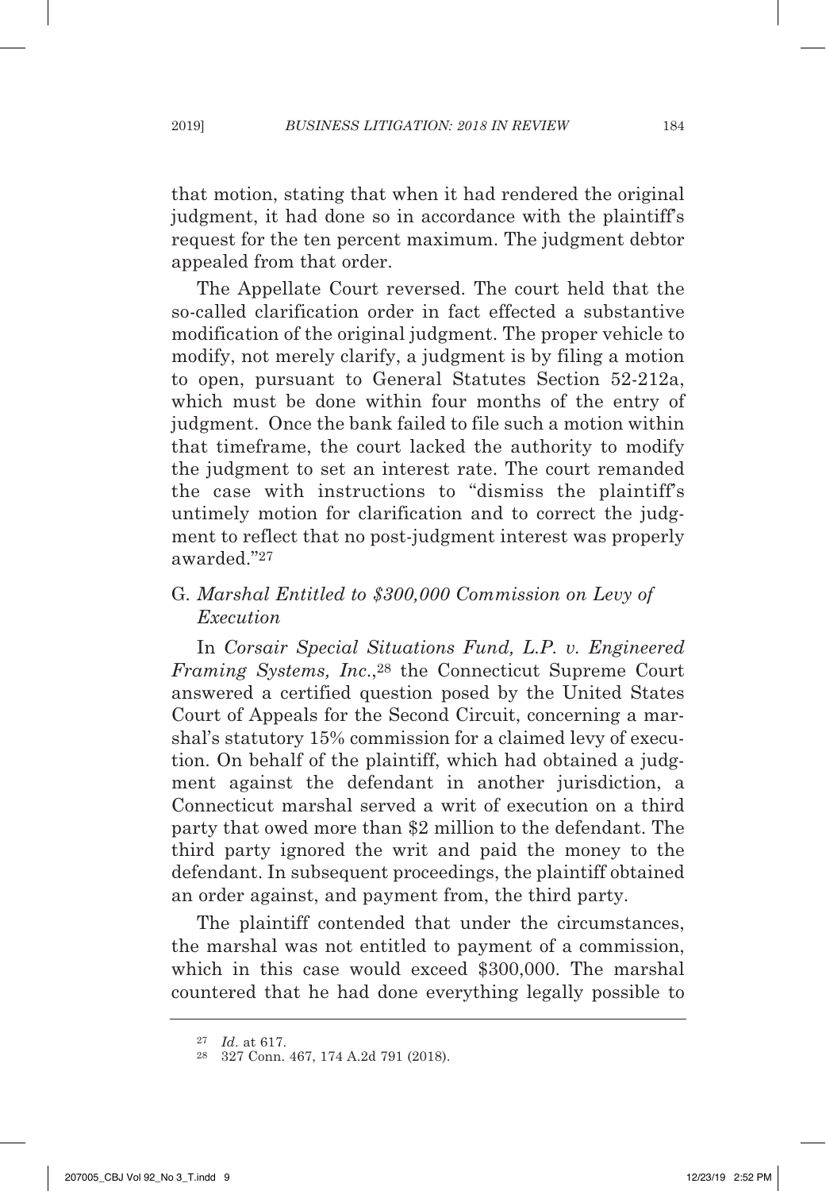that motion, stating that when it had rendered the original judgment, it had done so in accordance with the plaintiff's request for the ten percent maximum. The judgment debtor appealed from that order.

The Appellate Court reversed. The court held that the so-called clarification order in fact effected a substantive modification of the original judgment. The proper vehicle to modify, not merely clarify, a judgment is by filing a motion to open, pursuant to General Statutes Section 52-212a, which must be done within four months of the entry of judgment. Once the bank failed to file such a motion within that timeframe, the court lacked the authority to modify the judgment to set an interest rate. The court remanded the case with instructions to "dismiss the plaintiff's untimely motion for clarification and to correct the judgment to reflect that no post-judgment interest was properly awarded."[27]

### G. *Marshal Entitled to $300,000 Commission on Levy of Execution*

In *Corsair Special Situations Fund, L.P. v. Engineered Framing Systems, Inc.*,[28] the Connecticut Supreme Court answered a certified question posed by the United States Court of Appeals for the Second Circuit, concerning a marshal's statutory 15% commission for a claimed levy of execution. On behalf of the plaintiff, which had obtained a judgment against the defendant in another jurisdiction, a Connecticut marshal served a writ of execution on a third party that owed more than $2 million to the defendant. The third party ignored the writ and paid the money to the defendant. In subsequent proceedings, the plaintiff obtained an order against, and payment from, the third party.

The plaintiff contended that under the circumstances, the marshal was not entitled to payment of a commission, which in this case would exceed $300,000. The marshal countered that he had done everything legally possible to

---

[27] *Id.* at 617.

[28] 327 Conn. 467, 174 A.2d 791 (2018).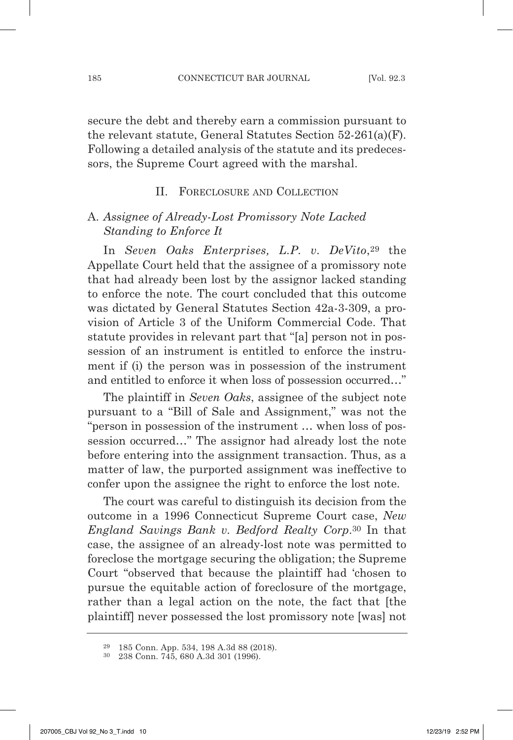secure the debt and thereby earn a commission pursuant to the relevant statute, General Statutes Section 52-261(a)(F). Following a detailed analysis of the statute and its predecessors, the Supreme Court agreed with the marshal.

## II. Foreclosure and Collection

### A. *Assignee of Already-Lost Promissory Note Lacked Standing to Enforce It*

In *Seven Oaks Enterprises, L.P. v. DeVito*,[29] the Appellate Court held that the assignee of a promissory note that had already been lost by the assignor lacked standing to enforce the note. The court concluded that this outcome was dictated by General Statutes Section 42a-3-309, a provision of Article 3 of the Uniform Commercial Code. That statute provides in relevant part that "[a] person not in possession of an instrument is entitled to enforce the instrument if (i) the person was in possession of the instrument and entitled to enforce it when loss of possession occurred…"

The plaintiff in *Seven Oaks*, assignee of the subject note pursuant to a "Bill of Sale and Assignment," was not the "person in possession of the instrument … when loss of possession occurred…" The assignor had already lost the note before entering into the assignment transaction. Thus, as a matter of law, the purported assignment was ineffective to confer upon the assignee the right to enforce the lost note.

The court was careful to distinguish its decision from the outcome in a 1996 Connecticut Supreme Court case, *New England Savings Bank v. Bedford Realty Corp*.[30] In that case, the assignee of an already-lost note was permitted to foreclose the mortgage securing the obligation; the Supreme Court "observed that because the plaintiff had 'chosen to pursue the equitable action of foreclosure of the mortgage, rather than a legal action on the note, the fact that [the plaintiff] never possessed the lost promissory note [was] not

---

[29] 185 Conn. App. 534, 198 A.3d 88 (2018).

[30] 238 Conn. 745, 680 A.3d 301 (1996).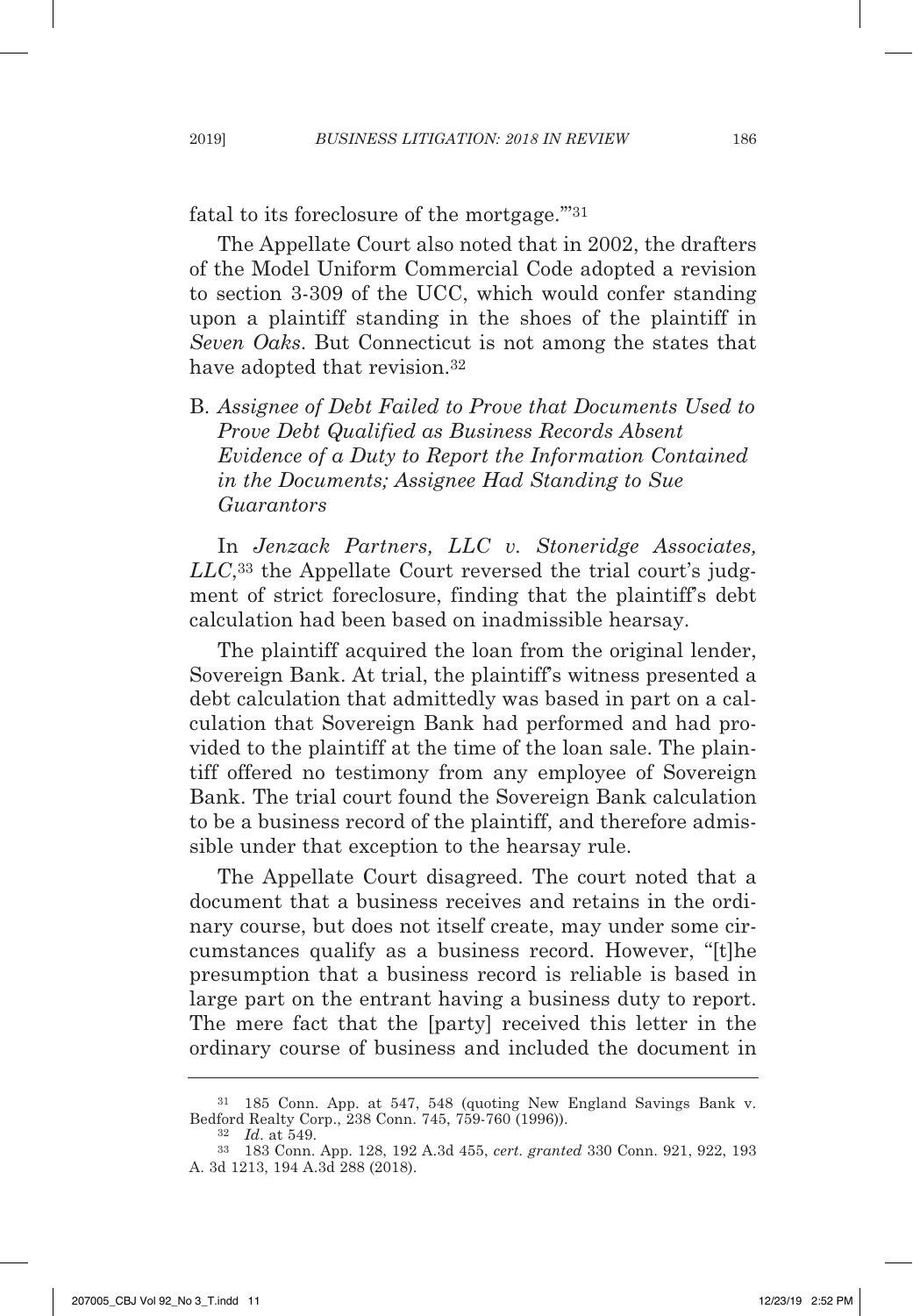fatal to its foreclosure of the mortgage.'"[31]

The Appellate Court also noted that in 2002, the drafters of the Model Uniform Commercial Code adopted a revision to section 3-309 of the UCC, which would confer standing upon a plaintiff standing in the shoes of the plaintiff in *Seven Oaks*. But Connecticut is not among the states that have adopted that revision.[32]

B. *Assignee of Debt Failed to Prove that Documents Used to Prove Debt Qualified as Business Records Absent Evidence of a Duty to Report the Information Contained in the Documents; Assignee Had Standing to Sue Guarantors*

In *Jenzack Partners, LLC v. Stoneridge Associates, LLC*,[33] the Appellate Court reversed the trial court's judgment of strict foreclosure, finding that the plaintiff's debt calculation had been based on inadmissible hearsay.

The plaintiff acquired the loan from the original lender, Sovereign Bank. At trial, the plaintiff's witness presented a debt calculation that admittedly was based in part on a calculation that Sovereign Bank had performed and had provided to the plaintiff at the time of the loan sale. The plaintiff offered no testimony from any employee of Sovereign Bank. The trial court found the Sovereign Bank calculation to be a business record of the plaintiff, and therefore admissible under that exception to the hearsay rule.

The Appellate Court disagreed. The court noted that a document that a business receives and retains in the ordinary course, but does not itself create, may under some circumstances qualify as a business record. However, "[t]he presumption that a business record is reliable is based in large part on the entrant having a business duty to report. The mere fact that the [party] received this letter in the ordinary course of business and included the document in

---

[31] 185 Conn. App. at 547, 548 (quoting New England Savings Bank v. Bedford Realty Corp., 238 Conn. 745, 759-760 (1996)).

[32] *Id*. at 549.

[33] 183 Conn. App. 128, 192 A.3d 455, *cert. granted* 330 Conn. 921, 922, 193 A. 3d 1213, 194 A.3d 288 (2018).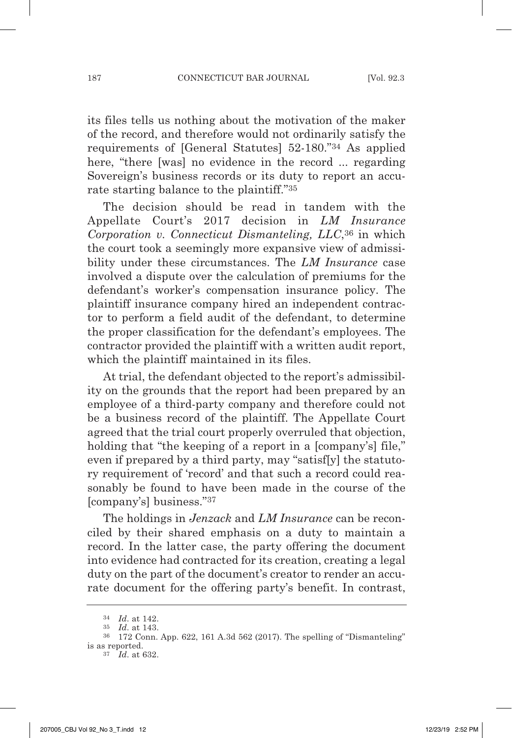its files tells us nothing about the motivation of the maker of the record, and therefore would not ordinarily satisfy the requirements of [General Statutes] 52-180."[34] As applied here, "there [was] no evidence in the record ... regarding Sovereign's business records or its duty to report an accurate starting balance to the plaintiff."[35]

The decision should be read in tandem with the Appellate Court's 2017 decision in *LM Insurance Corporation v. Connecticut Dismanteling, LLC*,[36] in which the court took a seemingly more expansive view of admissibility under these circumstances. The *LM Insurance* case involved a dispute over the calculation of premiums for the defendant's worker's compensation insurance policy. The plaintiff insurance company hired an independent contractor to perform a field audit of the defendant, to determine the proper classification for the defendant's employees. The contractor provided the plaintiff with a written audit report, which the plaintiff maintained in its files.

At trial, the defendant objected to the report's admissibility on the grounds that the report had been prepared by an employee of a third-party company and therefore could not be a business record of the plaintiff. The Appellate Court agreed that the trial court properly overruled that objection, holding that "the keeping of a report in a [company's] file," even if prepared by a third party, may "satisf[y] the statutory requirement of 'record' and that such a record could reasonably be found to have been made in the course of the [company's] business."[37]

The holdings in *Jenzack* and *LM Insurance* can be reconciled by their shared emphasis on a duty to maintain a record. In the latter case, the party offering the document into evidence had contracted for its creation, creating a legal duty on the part of the document's creator to render an accurate document for the offering party's benefit. In contrast,

---

[34] *Id*. at 142.

[35] *Id*. at 143.

[36] 172 Conn. App. 622, 161 A.3d 562 (2017). The spelling of "Dismanteling" is as reported.

[37] *Id*. at 632.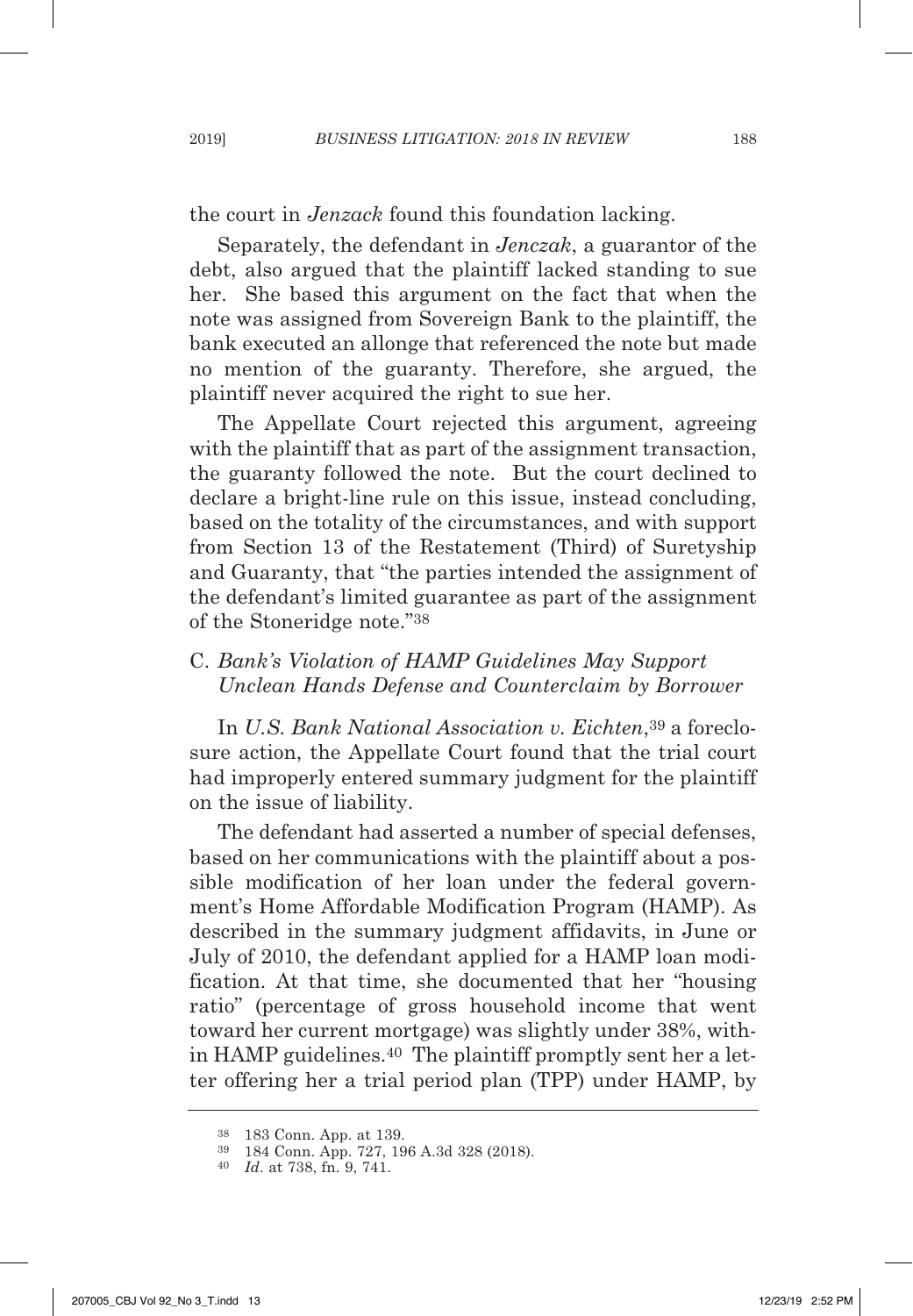the court in *Jenzack* found this foundation lacking.

Separately, the defendant in *Jenczak*, a guarantor of the debt, also argued that the plaintiff lacked standing to sue her. She based this argument on the fact that when the note was assigned from Sovereign Bank to the plaintiff, the bank executed an allonge that referenced the note but made no mention of the guaranty. Therefore, she argued, the plaintiff never acquired the right to sue her.

The Appellate Court rejected this argument, agreeing with the plaintiff that as part of the assignment transaction, the guaranty followed the note. But the court declined to declare a bright-line rule on this issue, instead concluding, based on the totality of the circumstances, and with support from Section 13 of the Restatement (Third) of Suretyship and Guaranty, that "the parties intended the assignment of the defendant's limited guarantee as part of the assignment of the Stoneridge note."[38]

### C. *Bank's Violation of HAMP Guidelines May Support Unclean Hands Defense and Counterclaim by Borrower*

In *U.S. Bank National Association v. Eichten*,[39] a foreclosure action, the Appellate Court found that the trial court had improperly entered summary judgment for the plaintiff on the issue of liability.

The defendant had asserted a number of special defenses, based on her communications with the plaintiff about a possible modification of her loan under the federal government's Home Affordable Modification Program (HAMP). As described in the summary judgment affidavits, in June or July of 2010, the defendant applied for a HAMP loan modification. At that time, she documented that her "housing ratio" (percentage of gross household income that went toward her current mortgage) was slightly under 38%, within HAMP guidelines.[40] The plaintiff promptly sent her a letter offering her a trial period plan (TPP) under HAMP, by

---

[38] 183 Conn. App. at 139.

[39] 184 Conn. App. 727, 196 A.3d 328 (2018).

[40] *Id*. at 738, fn. 9, 741.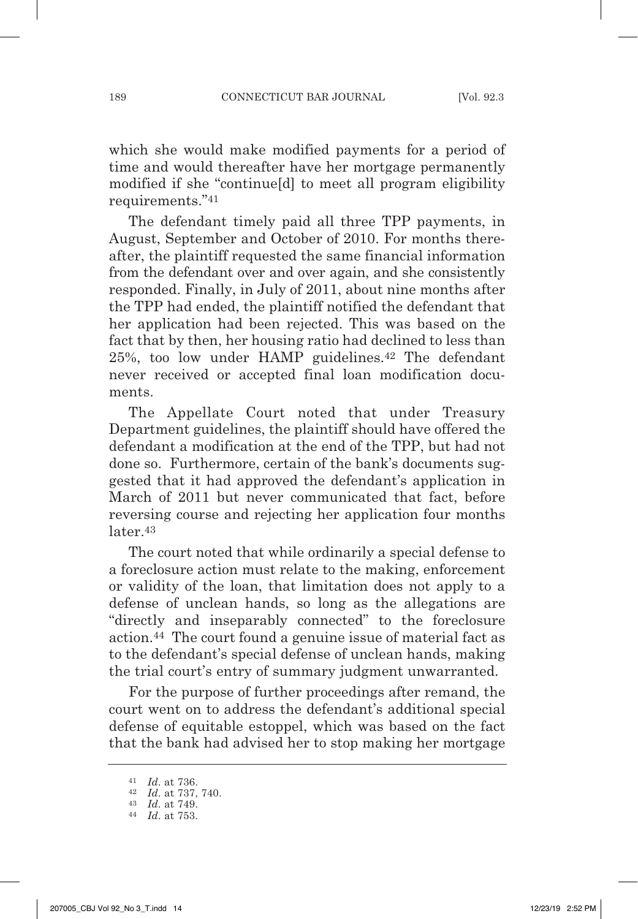which she would make modified payments for a period of time and would thereafter have her mortgage permanently modified if she "continue[d] to meet all program eligibility requirements."[41]

The defendant timely paid all three TPP payments, in August, September and October of 2010. For months thereafter, the plaintiff requested the same financial information from the defendant over and over again, and she consistently responded. Finally, in July of 2011, about nine months after the TPP had ended, the plaintiff notified the defendant that her application had been rejected. This was based on the fact that by then, her housing ratio had declined to less than 25%, too low under HAMP guidelines.[42] The defendant never received or accepted final loan modification documents.

The Appellate Court noted that under Treasury Department guidelines, the plaintiff should have offered the defendant a modification at the end of the TPP, but had not done so. Furthermore, certain of the bank's documents suggested that it had approved the defendant's application in March of 2011 but never communicated that fact, before reversing course and rejecting her application four months later.[43]

The court noted that while ordinarily a special defense to a foreclosure action must relate to the making, enforcement or validity of the loan, that limitation does not apply to a defense of unclean hands, so long as the allegations are "directly and inseparably connected" to the foreclosure action.[44] The court found a genuine issue of material fact as to the defendant's special defense of unclean hands, making the trial court's entry of summary judgment unwarranted.

For the purpose of further proceedings after remand, the court went on to address the defendant's additional special defense of equitable estoppel, which was based on the fact that the bank had advised her to stop making her mortgage

---

[41] *Id*. at 736.

[42] *Id*. at 737, 740.

[43] *Id*. at 749.

[44] *Id*. at 753.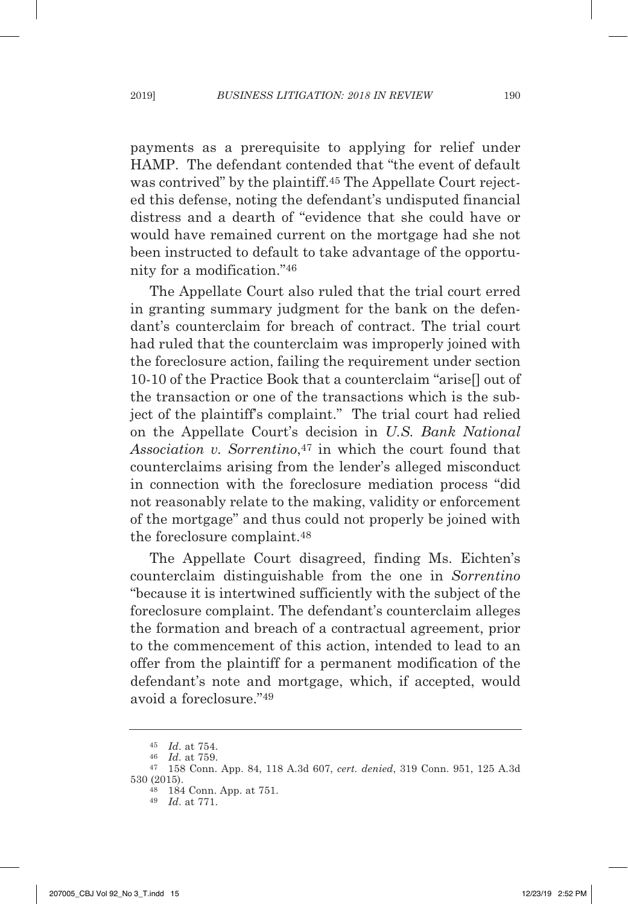payments as a prerequisite to applying for relief under HAMP. The defendant contended that "the event of default was contrived" by the plaintiff.[45] The Appellate Court rejected this defense, noting the defendant's undisputed financial distress and a dearth of "evidence that she could have or would have remained current on the mortgage had she not been instructed to default to take advantage of the opportunity for a modification."[46]

The Appellate Court also ruled that the trial court erred in granting summary judgment for the bank on the defendant's counterclaim for breach of contract. The trial court had ruled that the counterclaim was improperly joined with the foreclosure action, failing the requirement under section 10-10 of the Practice Book that a counterclaim "arise[] out of the transaction or one of the transactions which is the subject of the plaintiff's complaint." The trial court had relied on the Appellate Court's decision in *U.S. Bank National Association v. Sorrentino*,[47] in which the court found that counterclaims arising from the lender's alleged misconduct in connection with the foreclosure mediation process "did not reasonably relate to the making, validity or enforcement of the mortgage" and thus could not properly be joined with the foreclosure complaint.[48]

The Appellate Court disagreed, finding Ms. Eichten's counterclaim distinguishable from the one in *Sorrentino* "because it is intertwined sufficiently with the subject of the foreclosure complaint. The defendant's counterclaim alleges the formation and breach of a contractual agreement, prior to the commencement of this action, intended to lead to an offer from the plaintiff for a permanent modification of the defendant's note and mortgage, which, if accepted, would avoid a foreclosure."[49]

---

[45] *Id*. at 754.

[46] *Id*. at 759.

[47] 158 Conn. App. 84, 118 A.3d 607, *cert. denied*, 319 Conn. 951, 125 A.3d 530 (2015).

[48] 184 Conn. App. at 751.

[49] *Id*. at 771.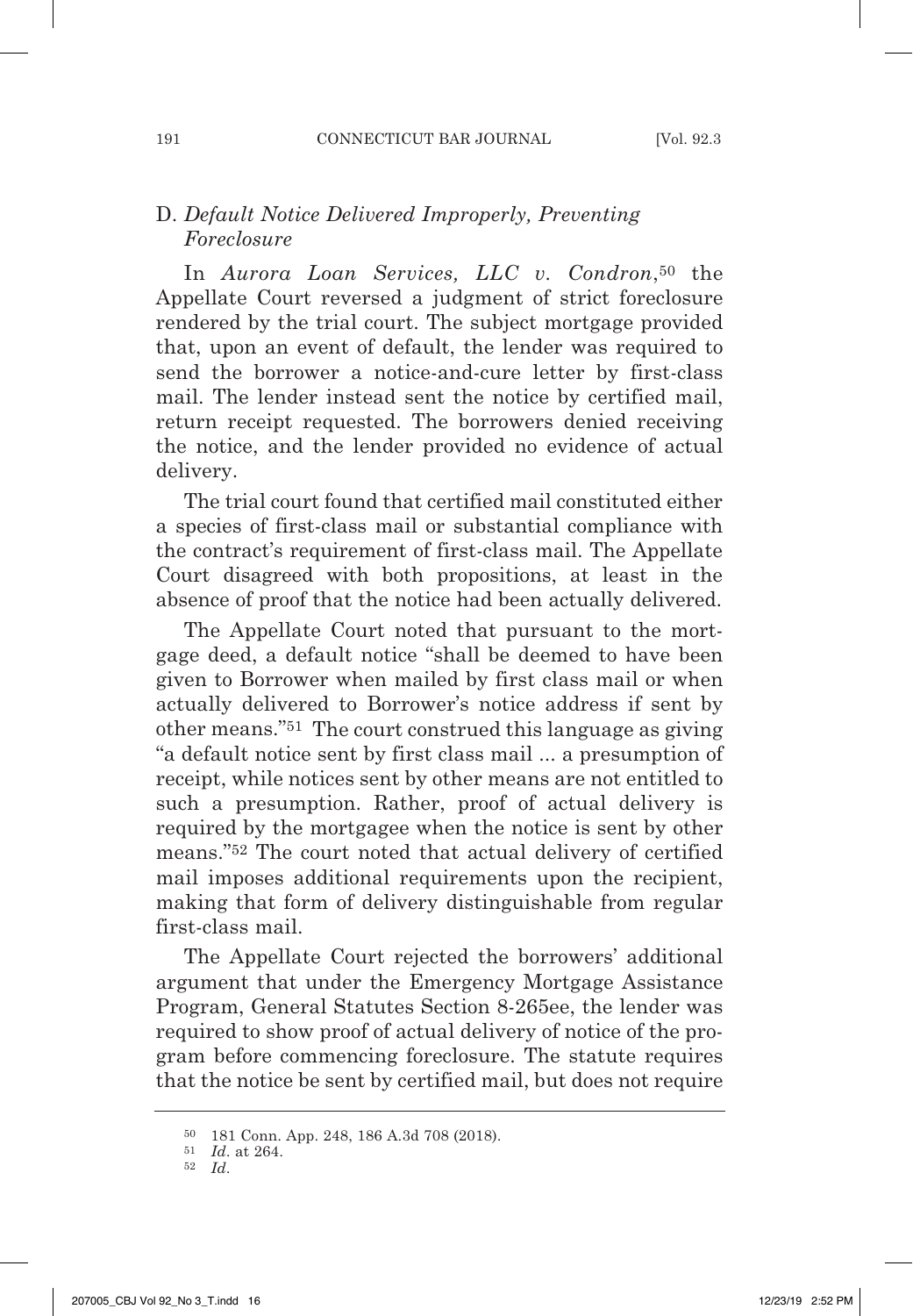### D. *Default Notice Delivered Improperly, Preventing Foreclosure*

In *Aurora Loan Services, LLC v. Condron*,[50] the Appellate Court reversed a judgment of strict foreclosure rendered by the trial court. The subject mortgage provided that, upon an event of default, the lender was required to send the borrower a notice-and-cure letter by first-class mail. The lender instead sent the notice by certified mail, return receipt requested. The borrowers denied receiving the notice, and the lender provided no evidence of actual delivery.

The trial court found that certified mail constituted either a species of first-class mail or substantial compliance with the contract's requirement of first-class mail. The Appellate Court disagreed with both propositions, at least in the absence of proof that the notice had been actually delivered.

The Appellate Court noted that pursuant to the mortgage deed, a default notice "shall be deemed to have been given to Borrower when mailed by first class mail or when actually delivered to Borrower's notice address if sent by other means."[51] The court construed this language as giving "a default notice sent by first class mail ... a presumption of receipt, while notices sent by other means are not entitled to such a presumption. Rather, proof of actual delivery is required by the mortgagee when the notice is sent by other means."[52] The court noted that actual delivery of certified mail imposes additional requirements upon the recipient, making that form of delivery distinguishable from regular first-class mail.

The Appellate Court rejected the borrowers' additional argument that under the Emergency Mortgage Assistance Program, General Statutes Section 8-265ee, the lender was required to show proof of actual delivery of notice of the program before commencing foreclosure. The statute requires that the notice be sent by certified mail, but does not require

---

[50] 181 Conn. App. 248, 186 A.3d 708 (2018).

[51] *Id*. at 264.

[52] *Id*.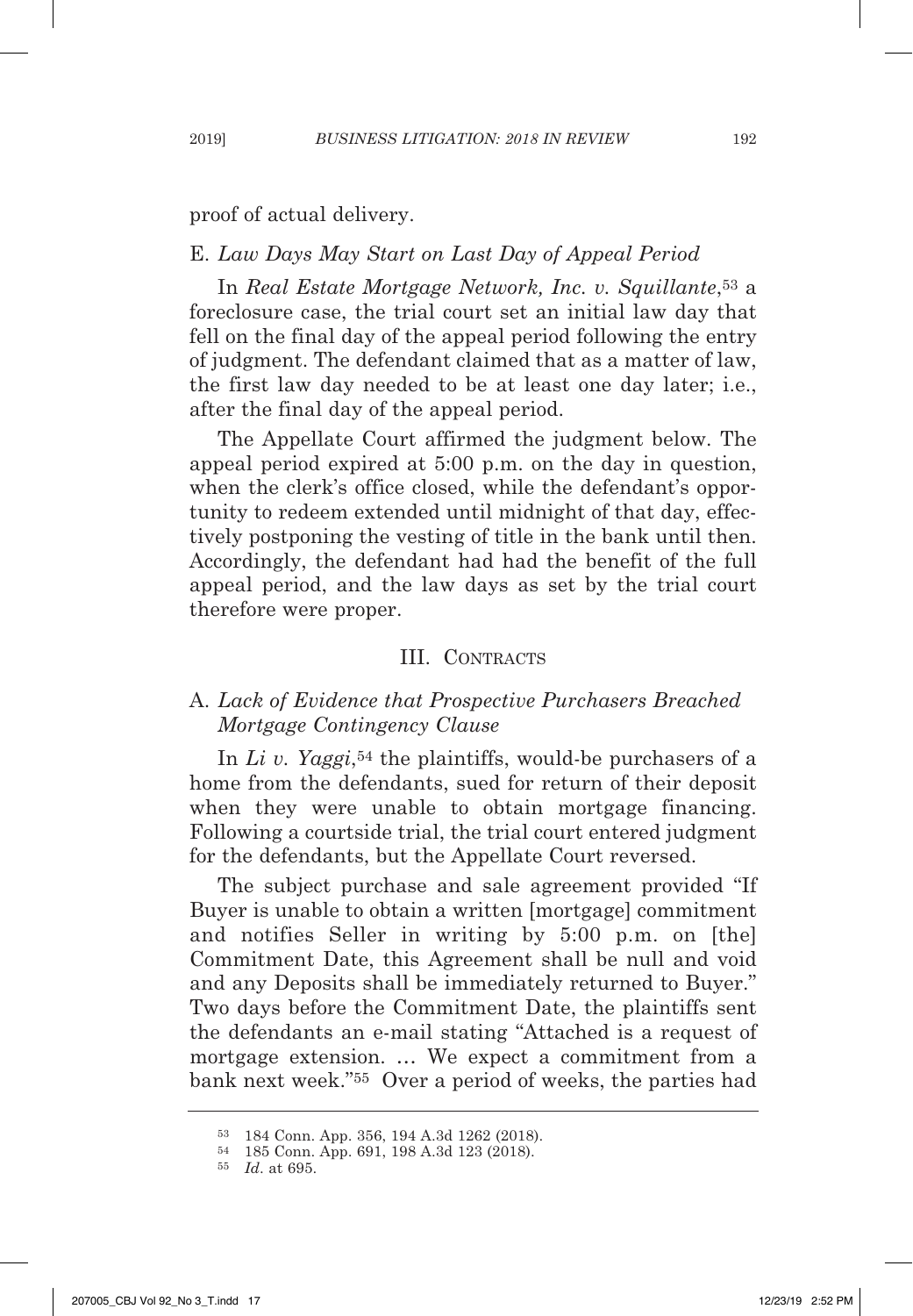proof of actual delivery.

### E. *Law Days May Start on Last Day of Appeal Period*

In *Real Estate Mortgage Network, Inc. v. Squillante*,[53] a foreclosure case, the trial court set an initial law day that fell on the final day of the appeal period following the entry of judgment. The defendant claimed that as a matter of law, the first law day needed to be at least one day later; i.e., after the final day of the appeal period.

The Appellate Court affirmed the judgment below. The appeal period expired at 5:00 p.m. on the day in question, when the clerk's office closed, while the defendant's opportunity to redeem extended until midnight of that day, effectively postponing the vesting of title in the bank until then. Accordingly, the defendant had had the benefit of the full appeal period, and the law days as set by the trial court therefore were proper.

## III. Contracts

### A. *Lack of Evidence that Prospective Purchasers Breached Mortgage Contingency Clause*

In *Li v. Yaggi*,[54] the plaintiffs, would-be purchasers of a home from the defendants, sued for return of their deposit when they were unable to obtain mortgage financing. Following a courtside trial, the trial court entered judgment for the defendants, but the Appellate Court reversed.

The subject purchase and sale agreement provided "If Buyer is unable to obtain a written [mortgage] commitment and notifies Seller in writing by 5:00 p.m. on [the] Commitment Date, this Agreement shall be null and void and any Deposits shall be immediately returned to Buyer." Two days before the Commitment Date, the plaintiffs sent the defendants an e-mail stating "Attached is a request of mortgage extension. … We expect a commitment from a bank next week."[55] Over a period of weeks, the parties had

---

[53] 184 Conn. App. 356, 194 A.3d 1262 (2018).

[54] 185 Conn. App. 691, 198 A.3d 123 (2018).

[55] *Id*. at 695.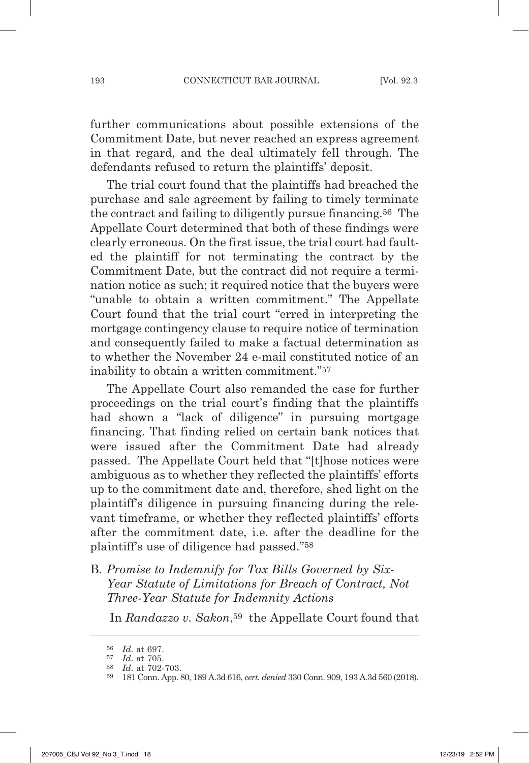further communications about possible extensions of the Commitment Date, but never reached an express agreement in that regard, and the deal ultimately fell through. The defendants refused to return the plaintiffs' deposit.

The trial court found that the plaintiffs had breached the purchase and sale agreement by failing to timely terminate the contract and failing to diligently pursue financing.[56] The Appellate Court determined that both of these findings were clearly erroneous. On the first issue, the trial court had faulted the plaintiff for not terminating the contract by the Commitment Date, but the contract did not require a termination notice as such; it required notice that the buyers were "unable to obtain a written commitment." The Appellate Court found that the trial court "erred in interpreting the mortgage contingency clause to require notice of termination and consequently failed to make a factual determination as to whether the November 24 e-mail constituted notice of an inability to obtain a written commitment."[57]

The Appellate Court also remanded the case for further proceedings on the trial court's finding that the plaintiffs had shown a "lack of diligence" in pursuing mortgage financing. That finding relied on certain bank notices that were issued after the Commitment Date had already passed. The Appellate Court held that "[t]hose notices were ambiguous as to whether they reflected the plaintiffs' efforts up to the commitment date and, therefore, shed light on the plaintiff's diligence in pursuing financing during the relevant timeframe, or whether they reflected plaintiffs' efforts after the commitment date, i.e. after the deadline for the plaintiff's use of diligence had passed."[58]

### B. *Promise to Indemnify for Tax Bills Governed by Six-Year Statute of Limitations for Breach of Contract, Not Three-Year Statute for Indemnity Actions*

In *Randazzo v. Sakon*,[59] the Appellate Court found that

---

[56] *Id*. at 697.

[57] *Id*. at 705.

[58] *Id*. at 702-703.

[59] 181 Conn. App. 80, 189 A.3d 616, *cert. denied* 330 Conn. 909, 193 A.3d 560 (2018).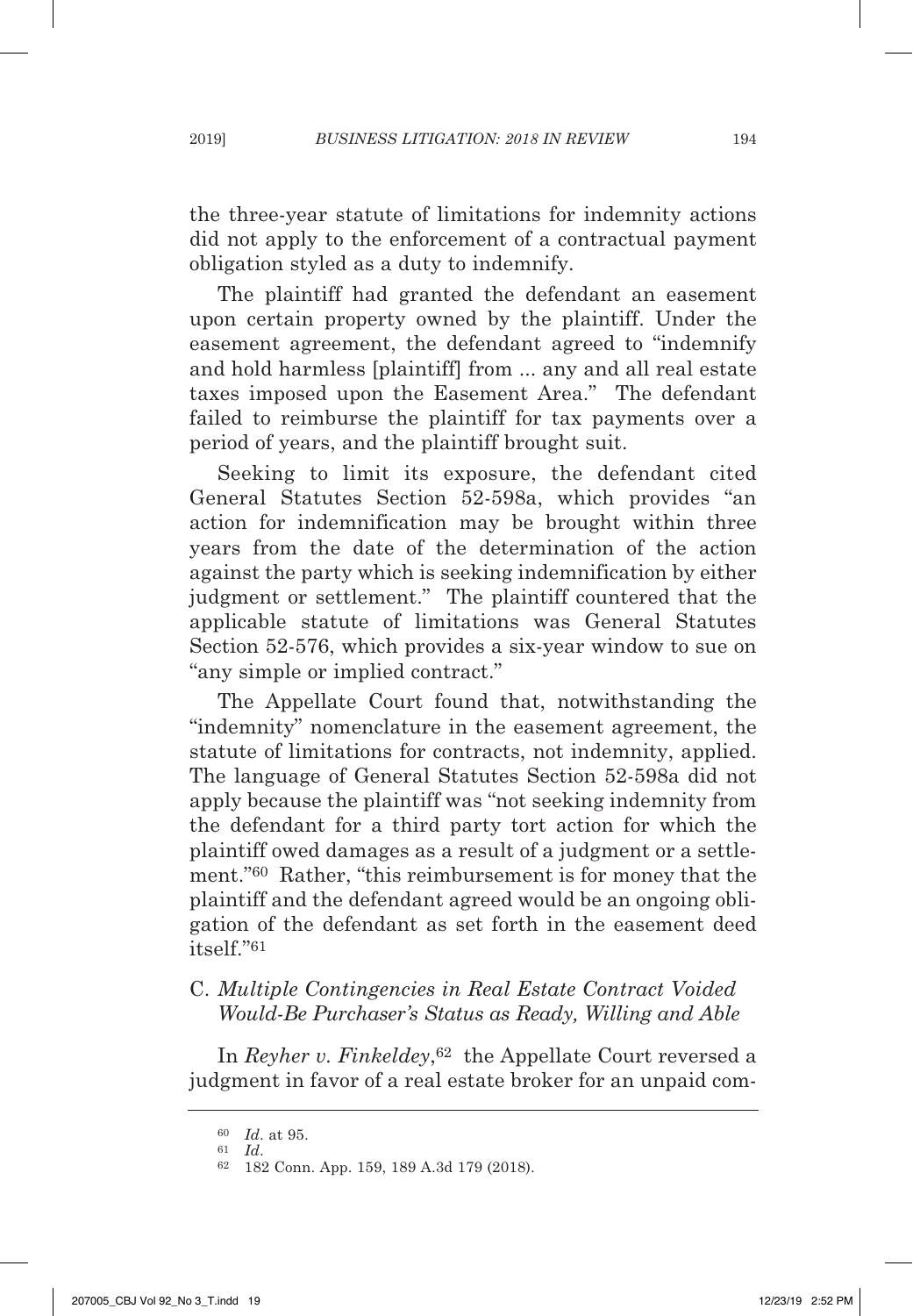the three-year statute of limitations for indemnity actions did not apply to the enforcement of a contractual payment obligation styled as a duty to indemnify.

The plaintiff had granted the defendant an easement upon certain property owned by the plaintiff. Under the easement agreement, the defendant agreed to "indemnify and hold harmless [plaintiff] from ... any and all real estate taxes imposed upon the Easement Area." The defendant failed to reimburse the plaintiff for tax payments over a period of years, and the plaintiff brought suit.

Seeking to limit its exposure, the defendant cited General Statutes Section 52-598a, which provides "an action for indemnification may be brought within three years from the date of the determination of the action against the party which is seeking indemnification by either judgment or settlement." The plaintiff countered that the applicable statute of limitations was General Statutes Section 52-576, which provides a six-year window to sue on "any simple or implied contract."

The Appellate Court found that, notwithstanding the "indemnity" nomenclature in the easement agreement, the statute of limitations for contracts, not indemnity, applied. The language of General Statutes Section 52-598a did not apply because the plaintiff was "not seeking indemnity from the defendant for a third party tort action for which the plaintiff owed damages as a result of a judgment or a settlement."[60] Rather, "this reimbursement is for money that the plaintiff and the defendant agreed would be an ongoing obligation of the defendant as set forth in the easement deed itself."[61]

### C. *Multiple Contingencies in Real Estate Contract Voided Would-Be Purchaser's Status as Ready, Willing and Able*

In *Reyher v. Finkeldey*,[62] the Appellate Court reversed a judgment in favor of a real estate broker for an unpaid com-

---

[60] *Id*. at 95.

[61] *Id*.

[62] 182 Conn. App. 159, 189 A.3d 179 (2018).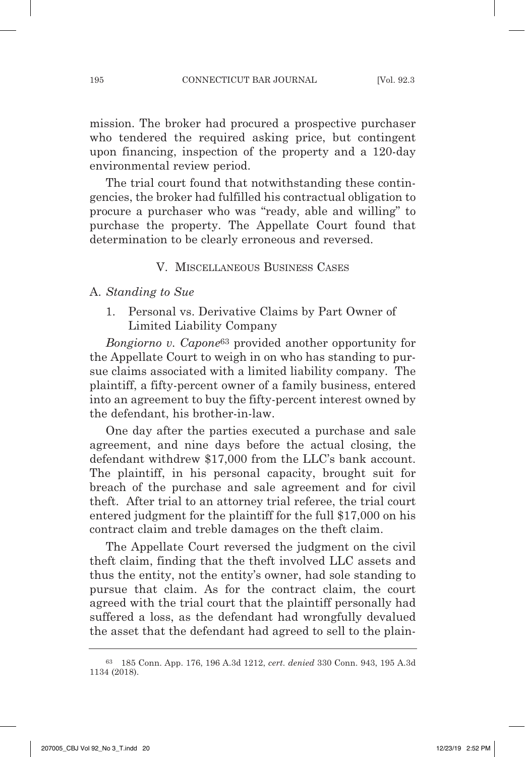mission. The broker had procured a prospective purchaser who tendered the required asking price, but contingent upon financing, inspection of the property and a 120-day environmental review period.

The trial court found that notwithstanding these contingencies, the broker had fulfilled his contractual obligation to procure a purchaser who was "ready, able and willing" to purchase the property. The Appellate Court found that determination to be clearly erroneous and reversed.

## V. Miscellaneous Business Cases

### A. *Standing to Sue*

#### 1. Personal vs. Derivative Claims by Part Owner of Limited Liability Company

*Bongiorno v. Capone*[63] provided another opportunity for the Appellate Court to weigh in on who has standing to pursue claims associated with a limited liability company. The plaintiff, a fifty-percent owner of a family business, entered into an agreement to buy the fifty-percent interest owned by the defendant, his brother-in-law.

One day after the parties executed a purchase and sale agreement, and nine days before the actual closing, the defendant withdrew $17,000 from the LLC's bank account. The plaintiff, in his personal capacity, brought suit for breach of the purchase and sale agreement and for civil theft. After trial to an attorney trial referee, the trial court entered judgment for the plaintiff for the full $17,000 on his contract claim and treble damages on the theft claim.

The Appellate Court reversed the judgment on the civil theft claim, finding that the theft involved LLC assets and thus the entity, not the entity's owner, had sole standing to pursue that claim. As for the contract claim, the court agreed with the trial court that the plaintiff personally had suffered a loss, as the defendant had wrongfully devalued the asset that the defendant had agreed to sell to the plain-

---

[63] 185 Conn. App. 176, 196 A.3d 1212, *cert. denied* 330 Conn. 943, 195 A.3d 1134 (2018).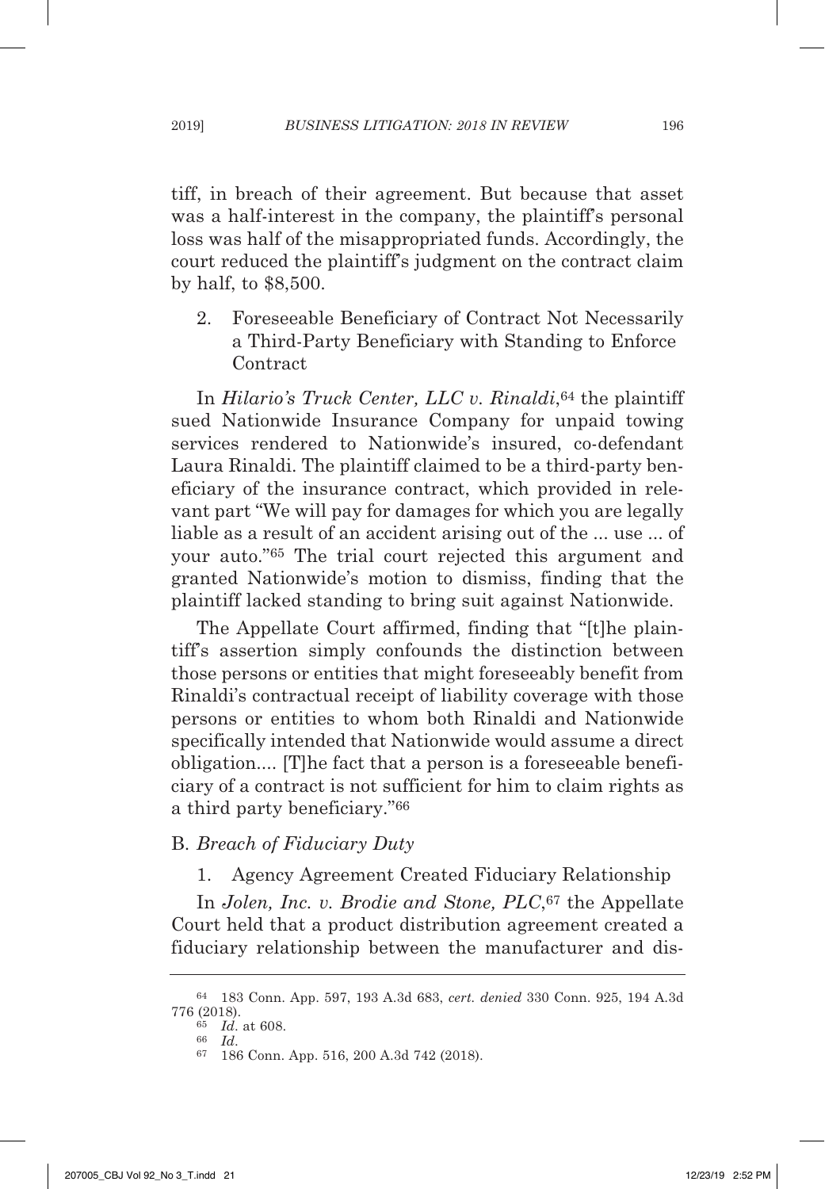tiff, in breach of their agreement. But because that asset was a half-interest in the company, the plaintiff's personal loss was half of the misappropriated funds. Accordingly, the court reduced the plaintiff's judgment on the contract claim by half, to $8,500.

2. Foreseeable Beneficiary of Contract Not Necessarily a Third-Party Beneficiary with Standing to Enforce Contract

In *Hilario's Truck Center, LLC v. Rinaldi*,[64] the plaintiff sued Nationwide Insurance Company for unpaid towing services rendered to Nationwide's insured, co-defendant Laura Rinaldi. The plaintiff claimed to be a third-party beneficiary of the insurance contract, which provided in relevant part "We will pay for damages for which you are legally liable as a result of an accident arising out of the ... use ... of your auto."[65] The trial court rejected this argument and granted Nationwide's motion to dismiss, finding that the plaintiff lacked standing to bring suit against Nationwide.

The Appellate Court affirmed, finding that "[t]he plaintiff's assertion simply confounds the distinction between those persons or entities that might foreseeably benefit from Rinaldi's contractual receipt of liability coverage with those persons or entities to whom both Rinaldi and Nationwide specifically intended that Nationwide would assume a direct obligation.... [T]he fact that a person is a foreseeable beneficiary of a contract is not sufficient for him to claim rights as a third party beneficiary."[66]

B. *Breach of Fiduciary Duty*

1. Agency Agreement Created Fiduciary Relationship

In *Jolen, Inc. v. Brodie and Stone, PLC*,[67] the Appellate Court held that a product distribution agreement created a fiduciary relationship between the manufacturer and dis-

---

[64] 183 Conn. App. 597, 193 A.3d 683, *cert. denied* 330 Conn. 925, 194 A.3d 776 (2018).

[65] *Id*. at 608.

[66] *Id*.

[67] 186 Conn. App. 516, 200 A.3d 742 (2018).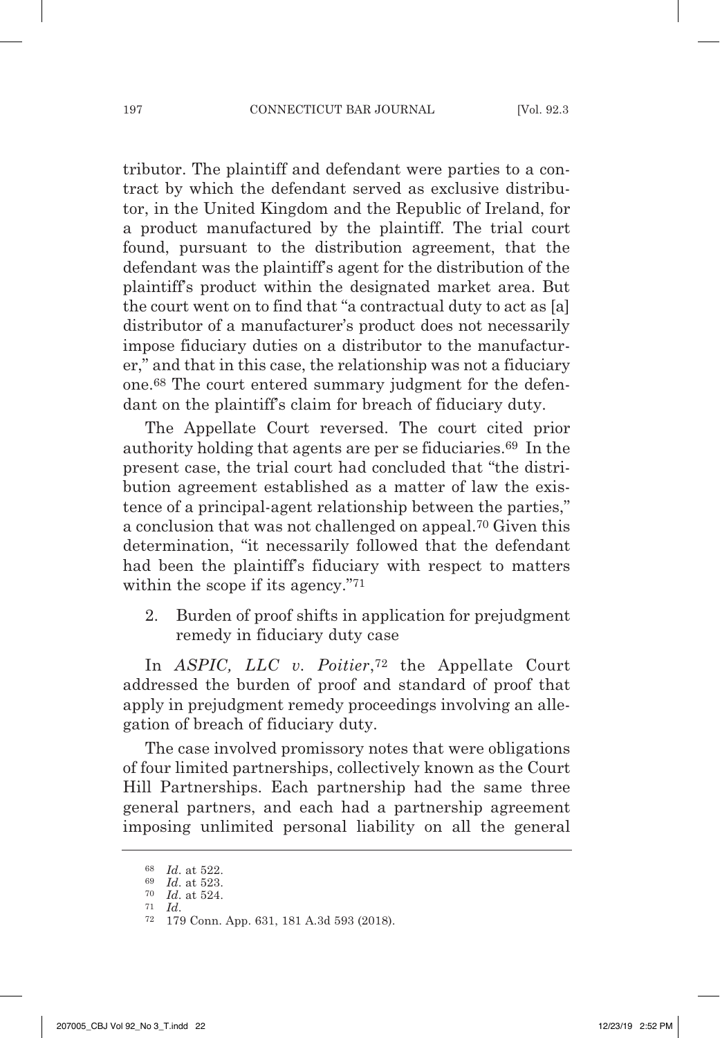tributor. The plaintiff and defendant were parties to a contract by which the defendant served as exclusive distributor, in the United Kingdom and the Republic of Ireland, for a product manufactured by the plaintiff. The trial court found, pursuant to the distribution agreement, that the defendant was the plaintiff's agent for the distribution of the plaintiff's product within the designated market area. But the court went on to find that "a contractual duty to act as [a] distributor of a manufacturer's product does not necessarily impose fiduciary duties on a distributor to the manufacturer," and that in this case, the relationship was not a fiduciary one.[68] The court entered summary judgment for the defendant on the plaintiff's claim for breach of fiduciary duty.

The Appellate Court reversed. The court cited prior authority holding that agents are per se fiduciaries.[69] In the present case, the trial court had concluded that "the distribution agreement established as a matter of law the existence of a principal-agent relationship between the parties," a conclusion that was not challenged on appeal.[70] Given this determination, "it necessarily followed that the defendant had been the plaintiff's fiduciary with respect to matters within the scope if its agency."[71]

2. Burden of proof shifts in application for prejudgment remedy in fiduciary duty case

In *ASPIC, LLC v. Poitier*,[72] the Appellate Court addressed the burden of proof and standard of proof that apply in prejudgment remedy proceedings involving an allegation of breach of fiduciary duty.

The case involved promissory notes that were obligations of four limited partnerships, collectively known as the Court Hill Partnerships. Each partnership had the same three general partners, and each had a partnership agreement imposing unlimited personal liability on all the general

---

[68] *Id*. at 522.

[69] *Id*. at 523.

[70] *Id*. at 524.

[71] *Id*.

[72] 179 Conn. App. 631, 181 A.3d 593 (2018).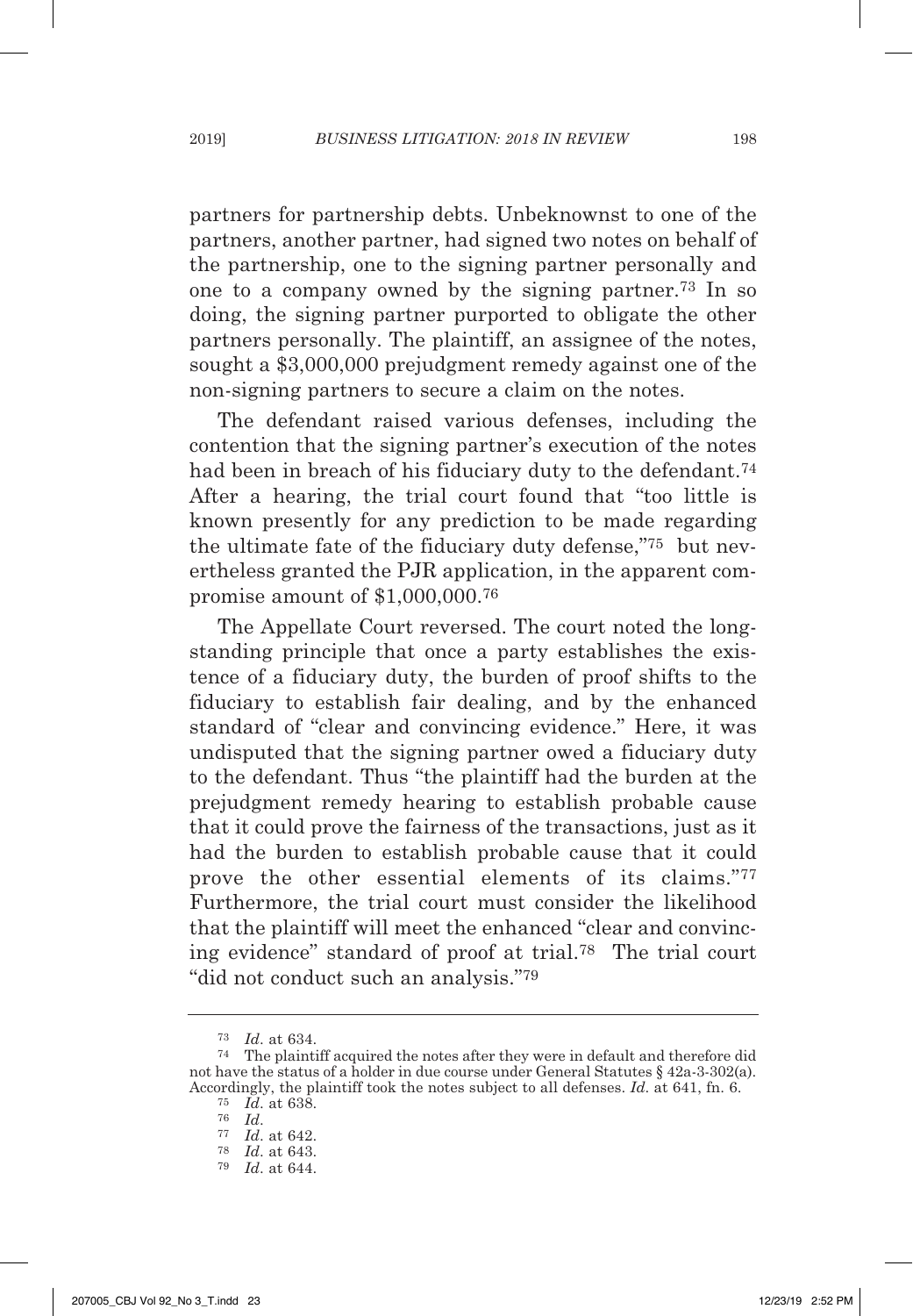partners for partnership debts. Unbeknownst to one of the partners, another partner, had signed two notes on behalf of the partnership, one to the signing partner personally and one to a company owned by the signing partner.[73] In so doing, the signing partner purported to obligate the other partners personally. The plaintiff, an assignee of the notes, sought a $3,000,000 prejudgment remedy against one of the non-signing partners to secure a claim on the notes.

The defendant raised various defenses, including the contention that the signing partner's execution of the notes had been in breach of his fiduciary duty to the defendant.[74] After a hearing, the trial court found that "too little is known presently for any prediction to be made regarding the ultimate fate of the fiduciary duty defense,"[75] but nevertheless granted the PJR application, in the apparent compromise amount of $1,000,000.[76]

The Appellate Court reversed. The court noted the longstanding principle that once a party establishes the existence of a fiduciary duty, the burden of proof shifts to the fiduciary to establish fair dealing, and by the enhanced standard of "clear and convincing evidence." Here, it was undisputed that the signing partner owed a fiduciary duty to the defendant. Thus "the plaintiff had the burden at the prejudgment remedy hearing to establish probable cause that it could prove the fairness of the transactions, just as it had the burden to establish probable cause that it could prove the other essential elements of its claims."[77] Furthermore, the trial court must consider the likelihood that the plaintiff will meet the enhanced "clear and convincing evidence" standard of proof at trial.[78] The trial court "did not conduct such an analysis."[79]

---

[73] *Id*. at 634.

[74] The plaintiff acquired the notes after they were in default and therefore did not have the status of a holder in due course under General Statutes § 42a-3-302(a). Accordingly, the plaintiff took the notes subject to all defenses. *Id*. at 641, fn. 6.

[75] *Id*. at 638.

[76] *Id*.

[77] *Id*. at 642.

[78] *Id*. at 643.

[79] *Id*. at 644.